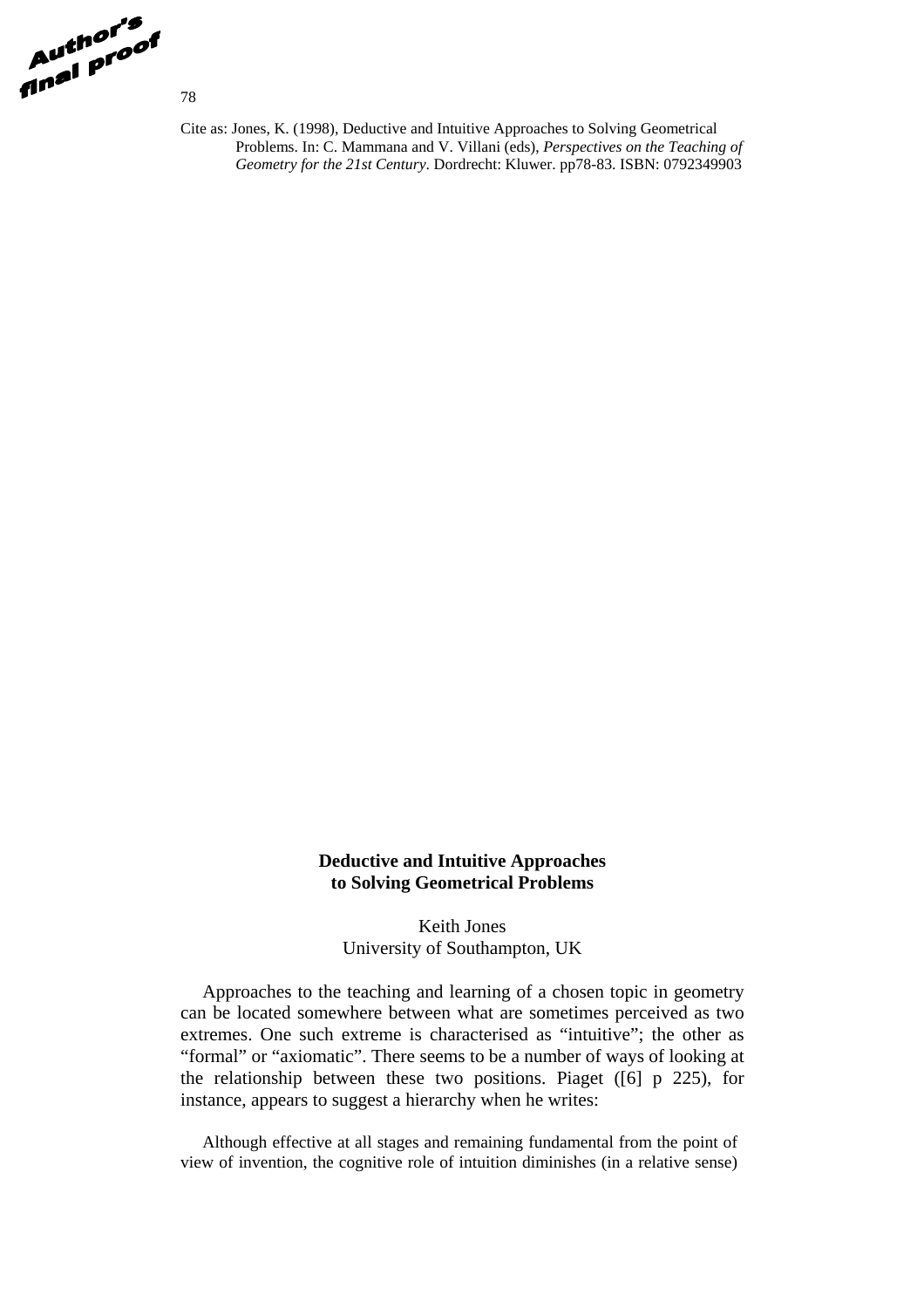Cite as: Jones, K. (1998), Deductive and Intuitive Approaches to Solving Geometrical Problems. In: C. Mammana and V. Villani (eds), *Perspectives on the Teaching of Geometry for the 21st Century*. Dordrecht: Kluwer. pp78-83. ISBN: 0792349903

# Deductive and Intuitive Approaches to Solving Geometrical Problems

Keith Jones
University of Southampton, UK

Approaches to the teaching and learning of a chosen topic in geometry can be located somewhere between what are sometimes perceived as two extremes. One such extreme is characterised as "intuitive"; the other as "formal" or "axiomatic". There seems to be a number of ways of looking at the relationship between these two positions. Piaget ([6] p 225), for instance, appears to suggest a hierarchy when he writes:

> Although effective at all stages and remaining fundamental from the point of view of invention, the cognitive role of intuition diminishes (in a relative sense)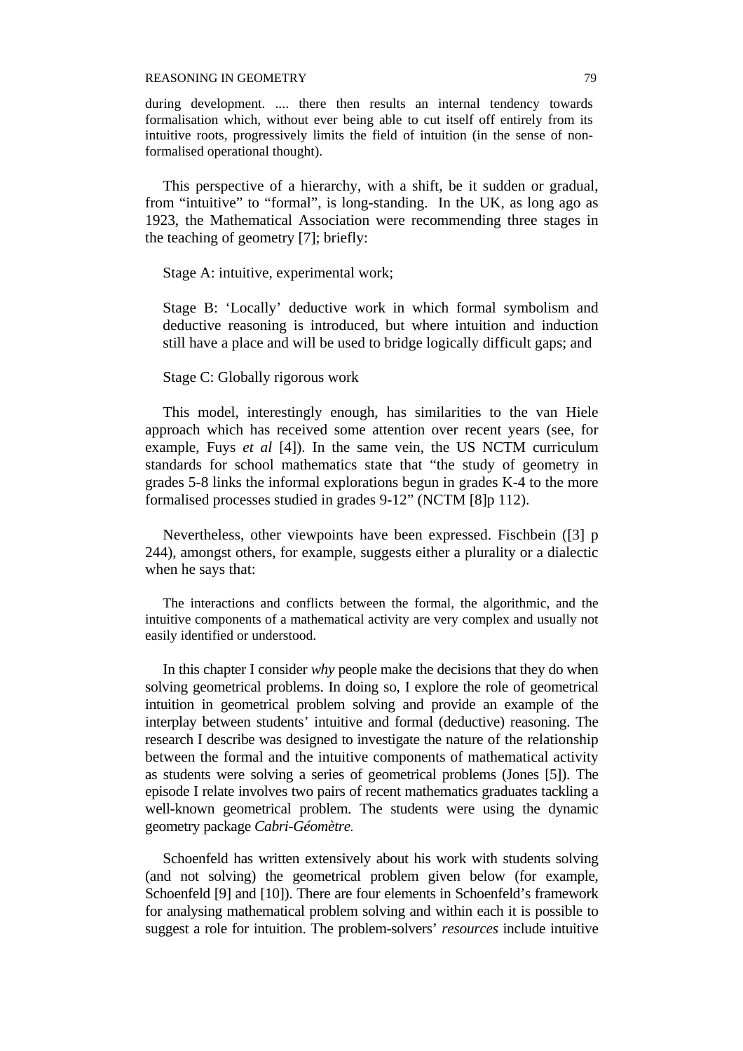> during development. .... there then results an internal tendency towards formalisation which, without ever being able to cut itself off entirely from its intuitive roots, progressively limits the field of intuition (in the sense of non-formalised operational thought).

This perspective of a hierarchy, with a shift, be it sudden or gradual, from "intuitive" to "formal", is long-standing. In the UK, as long ago as 1923, the Mathematical Association were recommending three stages in the teaching of geometry [7]; briefly:

Stage A: intuitive, experimental work;

Stage B: 'Locally' deductive work in which formal symbolism and deductive reasoning is introduced, but where intuition and induction still have a place and will be used to bridge logically difficult gaps; and

Stage C: Globally rigorous work

This model, interestingly enough, has similarities to the van Hiele approach which has received some attention over recent years (see, for example, Fuys *et al* [4]). In the same vein, the US NCTM curriculum standards for school mathematics state that "the study of geometry in grades 5-8 links the informal explorations begun in grades K-4 to the more formalised processes studied in grades 9-12" (NCTM [8]p 112).

Nevertheless, other viewpoints have been expressed. Fischbein ([3] p 244), amongst others, for example, suggests either a plurality or a dialectic when he says that:

> The interactions and conflicts between the formal, the algorithmic, and the intuitive components of a mathematical activity are very complex and usually not easily identified or understood.

In this chapter I consider *why* people make the decisions that they do when solving geometrical problems. In doing so, I explore the role of geometrical intuition in geometrical problem solving and provide an example of the interplay between students' intuitive and formal (deductive) reasoning. The research I describe was designed to investigate the nature of the relationship between the formal and the intuitive components of mathematical activity as students were solving a series of geometrical problems (Jones [5]). The episode I relate involves two pairs of recent mathematics graduates tackling a well-known geometrical problem. The students were using the dynamic geometry package *Cabri-Géomètre.*

Schoenfeld has written extensively about his work with students solving (and not solving) the geometrical problem given below (for example, Schoenfeld [9] and [10]). There are four elements in Schoenfeld's framework for analysing mathematical problem solving and within each it is possible to suggest a role for intuition. The problem-solvers' *resources* include intuitive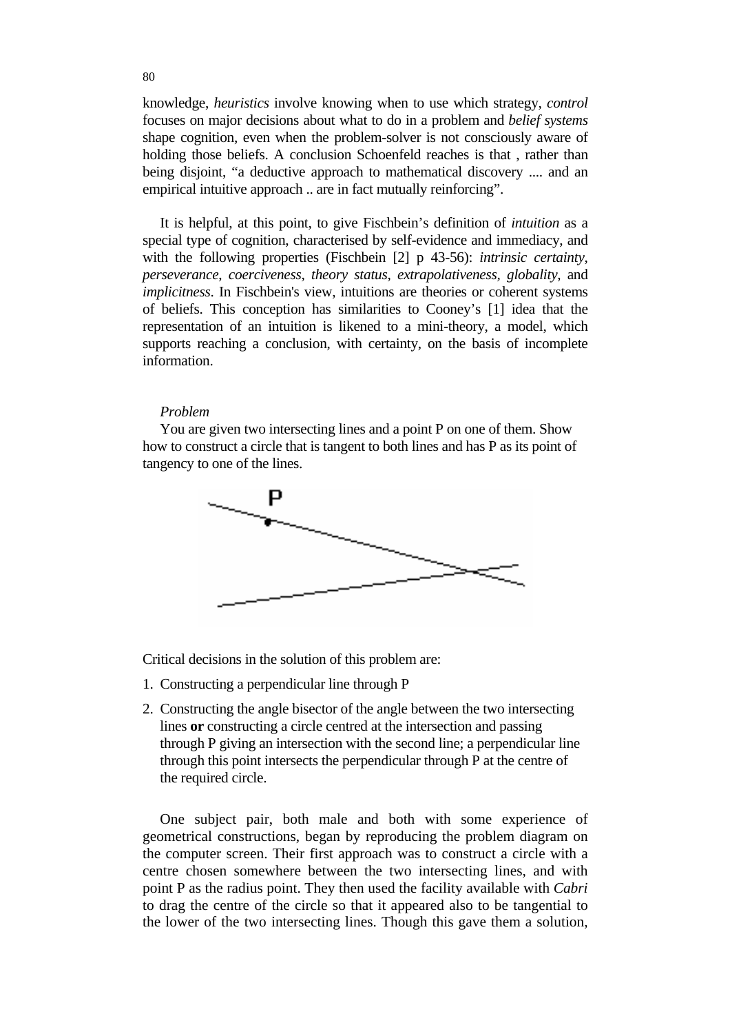knowledge, *heuristics* involve knowing when to use which strategy, *control* focuses on major decisions about what to do in a problem and *belief systems* shape cognition, even when the problem-solver is not consciously aware of holding those beliefs. A conclusion Schoenfeld reaches is that , rather than being disjoint, "a deductive approach to mathematical discovery .... and an empirical intuitive approach .. are in fact mutually reinforcing".

It is helpful, at this point, to give Fischbein's definition of *intuition* as a special type of cognition, characterised by self-evidence and immediacy, and with the following properties (Fischbein [2] p 43-56): *intrinsic certainty*, *perseverance*, *coerciveness*, *theory status*, *extrapolativeness*, *globality*, and *implicitness*. In Fischbein's view, intuitions are theories or coherent systems of beliefs. This conception has similarities to Cooney's [1] idea that the representation of an intuition is likened to a mini-theory, a model, which supports reaching a conclusion, with certainty, on the basis of incomplete information.

*Problem*

You are given two intersecting lines and a point P on one of them. Show how to construct a circle that is tangent to both lines and has P as its point of tangency to one of the lines.

Critical decisions in the solution of this problem are:

1. Constructing a perpendicular line through P
2. Constructing the angle bisector of the angle between the two intersecting lines **or** constructing a circle centred at the intersection and passing through P giving an intersection with the second line; a perpendicular line through this point intersects the perpendicular through P at the centre of the required circle.

One subject pair, both male and both with some experience of geometrical constructions, began by reproducing the problem diagram on the computer screen. Their first approach was to construct a circle with a centre chosen somewhere between the two intersecting lines, and with point P as the radius point. They then used the facility available with *Cabri* to drag the centre of the circle so that it appeared also to be tangential to the lower of the two intersecting lines. Though this gave them a solution,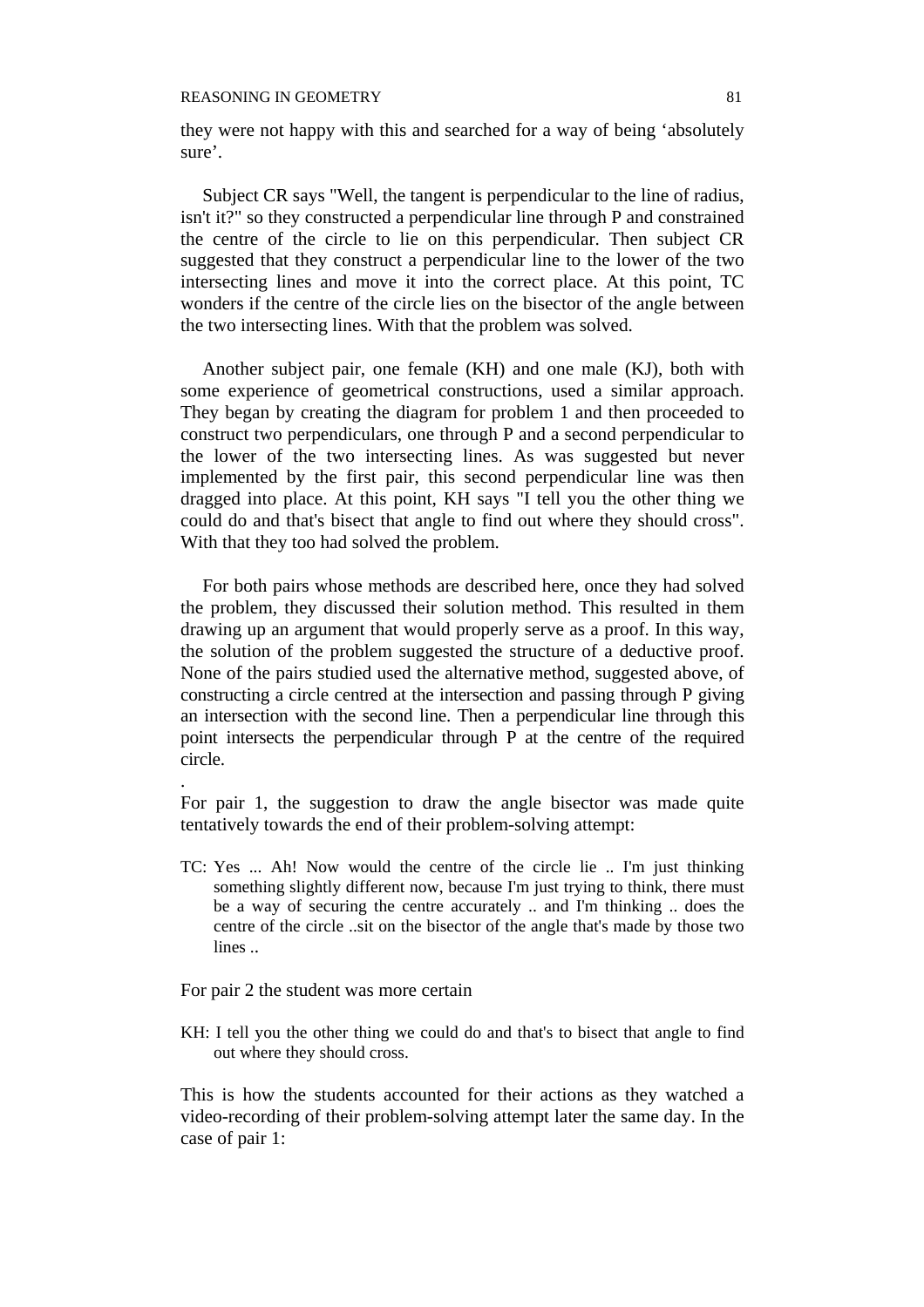they were not happy with this and searched for a way of being 'absolutely sure'.

Subject CR says "Well, the tangent is perpendicular to the line of radius, isn't it?" so they constructed a perpendicular line through P and constrained the centre of the circle to lie on this perpendicular. Then subject CR suggested that they construct a perpendicular line to the lower of the two intersecting lines and move it into the correct place. At this point, TC wonders if the centre of the circle lies on the bisector of the angle between the two intersecting lines. With that the problem was solved.

Another subject pair, one female (KH) and one male (KJ), both with some experience of geometrical constructions, used a similar approach. They began by creating the diagram for problem 1 and then proceeded to construct two perpendiculars, one through P and a second perpendicular to the lower of the two intersecting lines. As was suggested but never implemented by the first pair, this second perpendicular line was then dragged into place. At this point, KH says "I tell you the other thing we could do and that's bisect that angle to find out where they should cross". With that they too had solved the problem.

For both pairs whose methods are described here, once they had solved the problem, they discussed their solution method. This resulted in them drawing up an argument that would properly serve as a proof. In this way, the solution of the problem suggested the structure of a deductive proof. None of the pairs studied used the alternative method, suggested above, of constructing a circle centred at the intersection and passing through P giving an intersection with the second line. Then a perpendicular line through this point intersects the perpendicular through P at the centre of the required circle.

.

For pair 1, the suggestion to draw the angle bisector was made quite tentatively towards the end of their problem-solving attempt:

> TC: Yes ... Ah! Now would the centre of the circle lie .. I'm just thinking something slightly different now, because I'm just trying to think, there must be a way of securing the centre accurately .. and I'm thinking .. does the centre of the circle ..sit on the bisector of the angle that's made by those two lines ..

For pair 2 the student was more certain

> KH: I tell you the other thing we could do and that's to bisect that angle to find out where they should cross.

This is how the students accounted for their actions as they watched a video-recording of their problem-solving attempt later the same day. In the case of pair 1: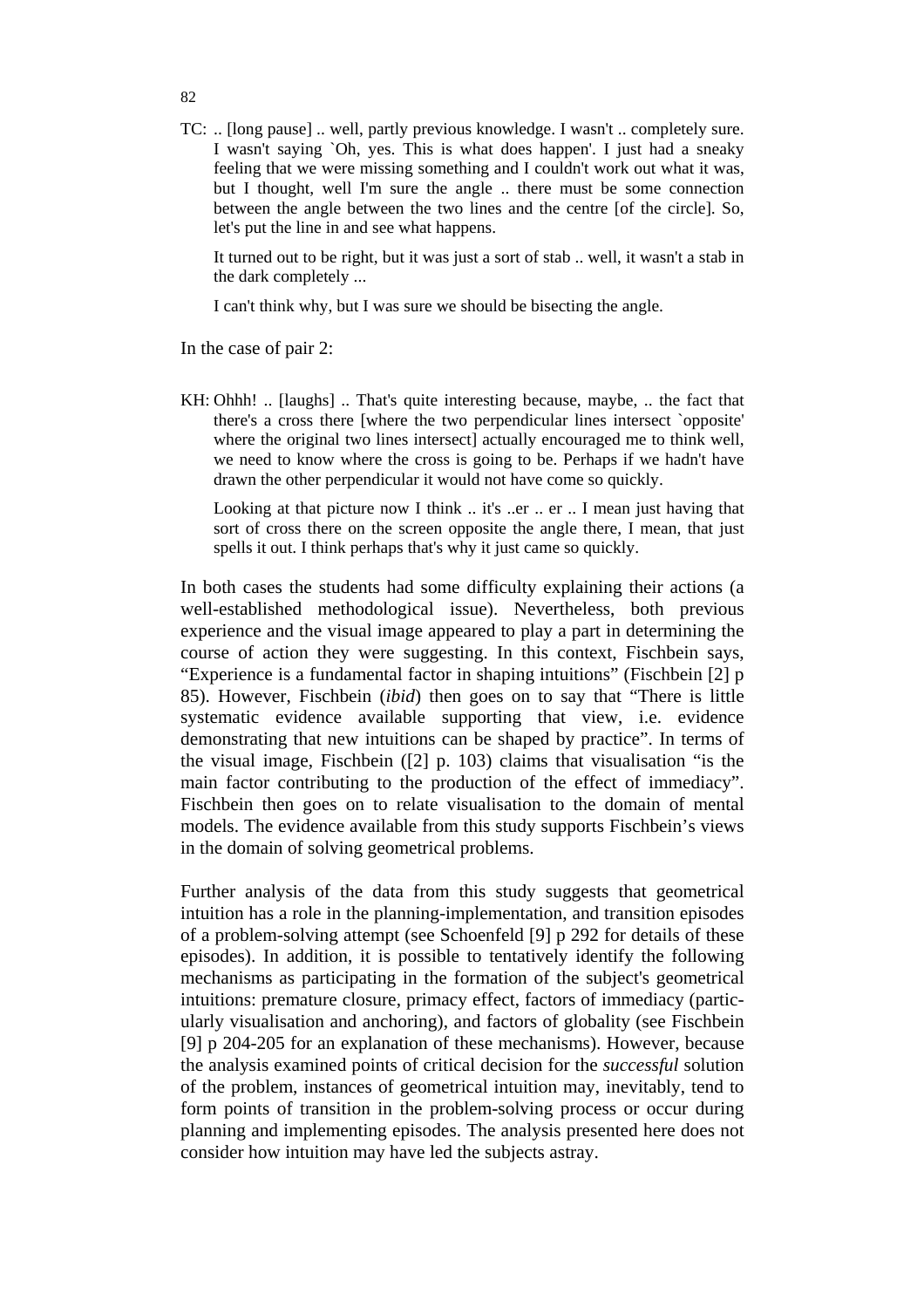TC: .. [long pause] .. well, partly previous knowledge. I wasn't .. completely sure. I wasn't saying `Oh, yes. This is what does happen'. I just had a sneaky feeling that we were missing something and I couldn't work out what it was, but I thought, well I'm sure the angle .. there must be some connection between the angle between the two lines and the centre [of the circle]. So, let's put the line in and see what happens.

It turned out to be right, but it was just a sort of stab .. well, it wasn't a stab in the dark completely ...

I can't think why, but I was sure we should be bisecting the angle.

In the case of pair 2:

KH: Ohhh! .. [laughs] .. That's quite interesting because, maybe, .. the fact that there's a cross there [where the two perpendicular lines intersect `opposite' where the original two lines intersect] actually encouraged me to think well, we need to know where the cross is going to be. Perhaps if we hadn't have drawn the other perpendicular it would not have come so quickly.

Looking at that picture now I think .. it's ..er .. er .. I mean just having that sort of cross there on the screen opposite the angle there, I mean, that just spells it out. I think perhaps that's why it just came so quickly.

In both cases the students had some difficulty explaining their actions (a well-established methodological issue). Nevertheless, both previous experience and the visual image appeared to play a part in determining the course of action they were suggesting. In this context, Fischbein says, "Experience is a fundamental factor in shaping intuitions" (Fischbein [2] p 85). However, Fischbein (*ibid*) then goes on to say that "There is little systematic evidence available supporting that view, i.e. evidence demonstrating that new intuitions can be shaped by practice". In terms of the visual image, Fischbein ([2] p. 103) claims that visualisation "is the main factor contributing to the production of the effect of immediacy". Fischbein then goes on to relate visualisation to the domain of mental models. The evidence available from this study supports Fischbein's views in the domain of solving geometrical problems.

Further analysis of the data from this study suggests that geometrical intuition has a role in the planning-implementation, and transition episodes of a problem-solving attempt (see Schoenfeld [9] p 292 for details of these episodes). In addition, it is possible to tentatively identify the following mechanisms as participating in the formation of the subject's geometrical intuitions: premature closure, primacy effect, factors of immediacy (particularly visualisation and anchoring), and factors of globality (see Fischbein [9] p 204-205 for an explanation of these mechanisms). However, because the analysis examined points of critical decision for the *successful* solution of the problem, instances of geometrical intuition may, inevitably, tend to form points of transition in the problem-solving process or occur during planning and implementing episodes. The analysis presented here does not consider how intuition may have led the subjects astray.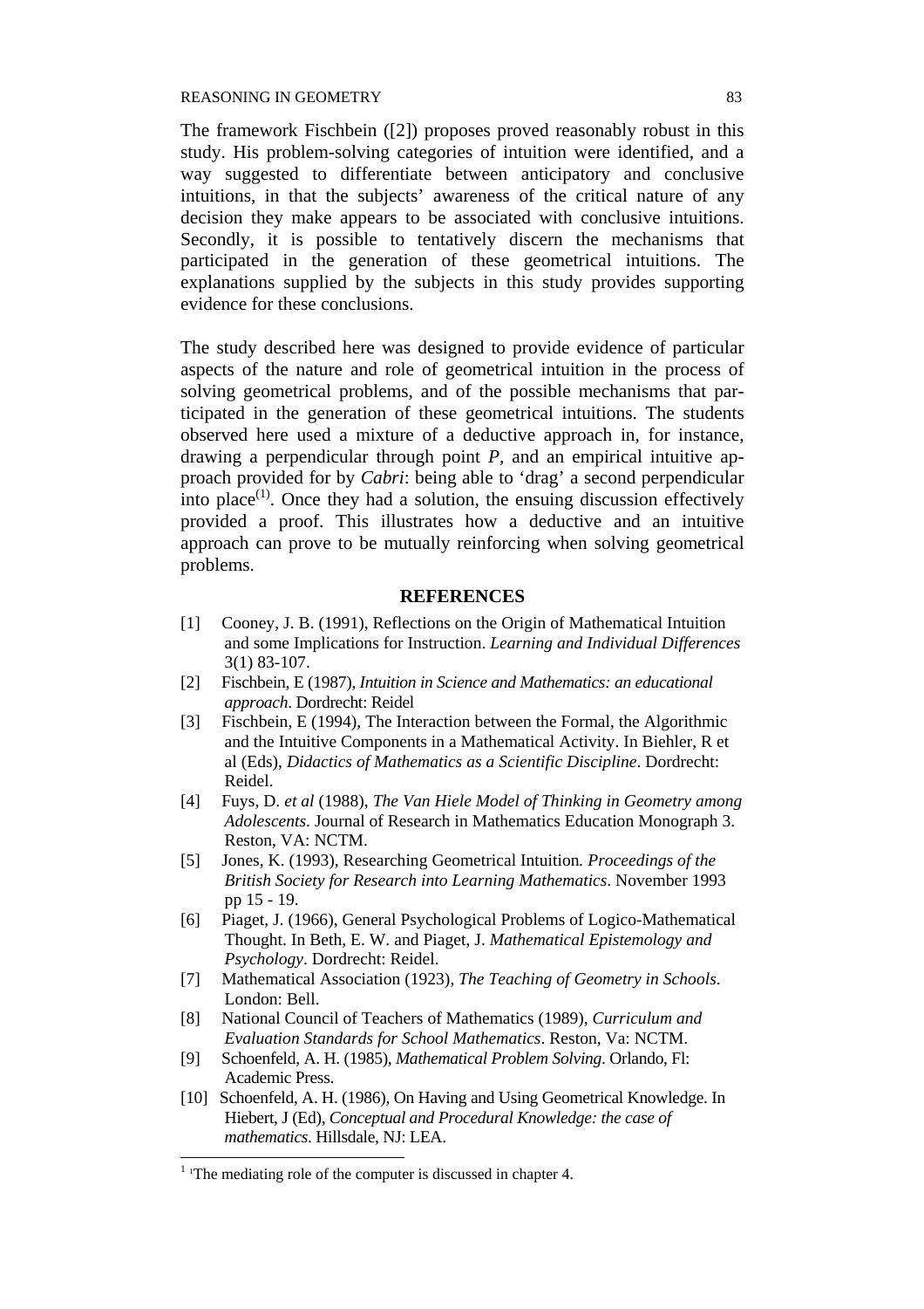The framework Fischbein ([2]) proposes proved reasonably robust in this study. His problem-solving categories of intuition were identified, and a way suggested to differentiate between anticipatory and conclusive intuitions, in that the subjects' awareness of the critical nature of any decision they make appears to be associated with conclusive intuitions. Secondly, it is possible to tentatively discern the mechanisms that participated in the generation of these geometrical intuitions. The explanations supplied by the subjects in this study provides supporting evidence for these conclusions.

The study described here was designed to provide evidence of particular aspects of the nature and role of geometrical intuition in the process of solving geometrical problems, and of the possible mechanisms that participated in the generation of these geometrical intuitions. The students observed here used a mixture of a deductive approach in, for instance, drawing a perpendicular through point *P*, and an empirical intuitive approach provided for by *Cabri*: being able to 'drag' a second perpendicular into place(1). Once they had a solution, the ensuing discussion effectively provided a proof. This illustrates how a deductive and an intuitive approach can prove to be mutually reinforcing when solving geometrical problems.

## REFERENCES

[1] Cooney, J. B. (1991), Reflections on the Origin of Mathematical Intuition and some Implications for Instruction. *Learning and Individual Differences* 3(1) 83-107.

[2] Fischbein, E (1987), *Intuition in Science and Mathematics: an educational approach*. Dordrecht: Reidel

[3] Fischbein, E (1994), The Interaction between the Formal, the Algorithmic and the Intuitive Components in a Mathematical Activity. In Biehler, R et al (Eds), *Didactics of Mathematics as a Scientific Discipline*. Dordrecht: Reidel.

[4] Fuys, D. *et al* (1988), *The Van Hiele Model of Thinking in Geometry among Adolescents*. Journal of Research in Mathematics Education Monograph 3. Reston, VA: NCTM.

[5] Jones, K. (1993), Researching Geometrical Intuition. *Proceedings of the British Society for Research into Learning Mathematics*. November 1993 pp 15 - 19.

[6] Piaget, J. (1966), General Psychological Problems of Logico-Mathematical Thought. In Beth, E. W. and Piaget, J. *Mathematical Epistemology and Psychology*. Dordrecht: Reidel.

[7] Mathematical Association (1923), *The Teaching of Geometry in Schools*. London: Bell.

[8] National Council of Teachers of Mathematics (1989), *Curriculum and Evaluation Standards for School Mathematics*. Reston, Va: NCTM.

[9] Schoenfeld, A. H. (1985), *Mathematical Problem Solving*. Orlando, Fl: Academic Press.

[10] Schoenfeld, A. H. (1986), On Having and Using Geometrical Knowledge. In Hiebert, J (Ed), *Conceptual and Procedural Knowledge: the case of mathematics*. Hillsdale, NJ: LEA.

---

[1] The mediating role of the computer is discussed in chapter 4.